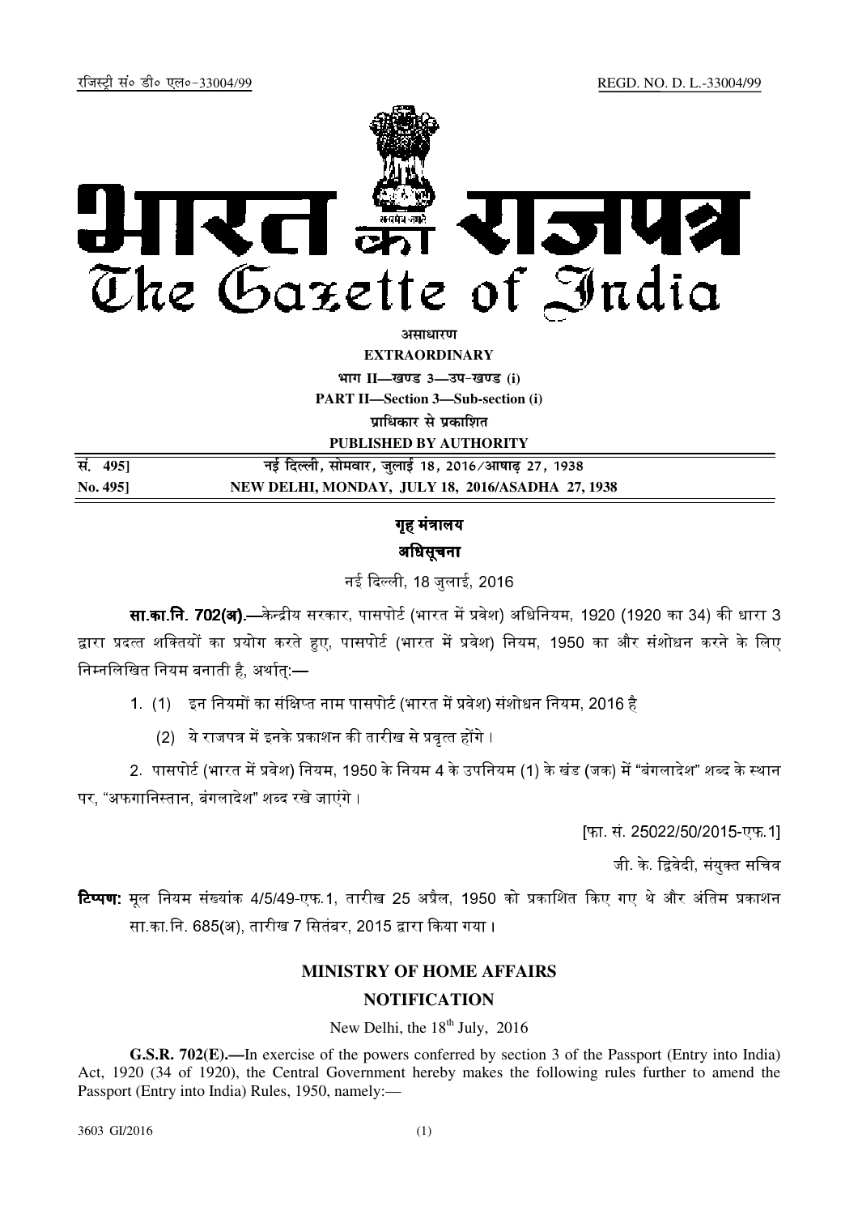रजिस्ट्री सं० डी० एल०-33004/99 REGD. NO. D. L.-33004/99

# भारत का राजपत्र
# The Gazette of India

**असाधारण**

**EXTRAORDINARY**

**भाग II—खण्ड 3—उप-खण्ड (i)**

**PART II—Section 3—Sub-section (i)**

**प्राधिकार से प्रकाशित**

**PUBLISHED BY AUTHORITY**

| | |
|---|---|
| सं. 495] | नई दिल्ली, सोमवार, जुलाई 18, 2016/आषाढ़ 27, 1938 |
| No. 495] | NEW DELHI, MONDAY, JULY 18, 2016/ASADHA 27, 1938 |

## गृह मंत्रालय

## अधिसूचना

नई दिल्ली, 18 जुलाई, 2016

**सा.का.नि. 702(अ).—**केन्द्रीय सरकार, पासपोर्ट (भारत में प्रवेश) अधिनियम, 1920 (1920 का 34) की धारा 3 द्वारा प्रदत्त शक्तियों का प्रयोग करते हुए, पासपोर्ट (भारत में प्रवेश) नियम, 1950 का और संशोधन करने के लिए निम्नलिखित नियम बनाती है, अर्थात्:—

1. (1) इन नियमों का संक्षिप्त नाम पासपोर्ट (भारत में प्रवेश) संशोधन नियम, 2016 है

   (2) ये राजपत्र में इनके प्रकाशन की तारीख से प्रवृत्त होंगे ।

2. पासपोर्ट (भारत में प्रवेश) नियम, 1950 के नियम 4 के उपनियम (1) के खंड (जक) में "बंगलादेश" शब्द के स्थान पर, "अफगानिस्तान, बंगलादेश" शब्द रखे जाएंगे ।

[फा. सं. 25022/50/2015-एफ.1]

जी. के. द्विवेदी, संयुक्त सचिव

**टिप्पण:** मूल नियम संख्यांक 4/5/49-एफ.1, तारीख 25 अप्रैल, 1950 को प्रकाशित किए गए थे और अंतिम प्रकाशन सा.का.नि. 685(अ), तारीख 7 सितंबर, 2015 द्वारा किया गया ।

## MINISTRY OF HOME AFFAIRS

## NOTIFICATION

New Delhi, the 18th July, 2016

**G.S.R. 702(E).—**In exercise of the powers conferred by section 3 of the Passport (Entry into India) Act, 1920 (34 of 1920), the Central Government hereby makes the following rules further to amend the Passport (Entry into India) Rules, 1950, namely:—

3603 GI/2016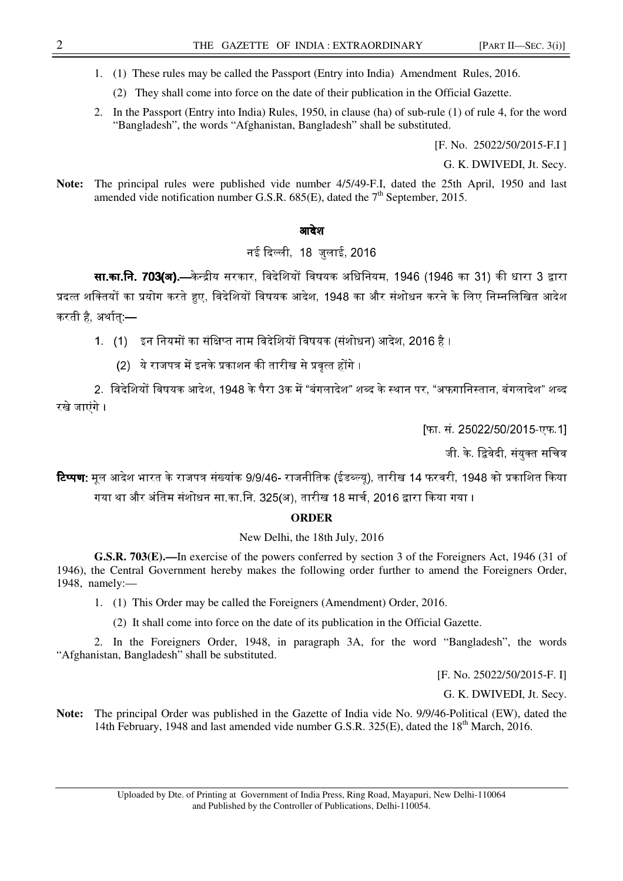1. (1) These rules may be called the Passport (Entry into India) Amendment Rules, 2016.

   (2) They shall come into force on the date of their publication in the Official Gazette.

2. In the Passport (Entry into India) Rules, 1950, in clause (ha) of sub-rule (1) of rule 4, for the word "Bangladesh", the words "Afghanistan, Bangladesh" shall be substituted.

[F. No. 25022/50/2015-F.I ]

G. K. DWIVEDI, Jt. Secy.

**Note:** The principal rules were published vide number 4/5/49-F.I, dated the 25th April, 1950 and last amended vide notification number G.S.R. 685(E), dated the 7th September, 2015.

## आदेश

नई दिल्ली, 18 जुलाई, 2016

**सा.का.नि. 703(अ).—**केन्द्रीय सरकार, विदेशियों विषयक अधिनियम, 1946 (1946 का 31) की धारा 3 द्वारा प्रदत्त शक्तियों का प्रयोग करते हुए, विदेशियों विषयक आदेश, 1948 का और संशोधन करने के लिए निम्नलिखित आदेश करती है, अर्थात्:—

1. (1) इन नियमों का संक्षिप्त नाम विदेशियों विषयक (संशोधन) आदेश, 2016 है।

   (2) ये राजपत्र में इनके प्रकाशन की तारीख से प्रवृत्त होंगे।

2. विदेशियों विषयक आदेश, 1948 के पैरा 3क में "बंगलादेश" शब्द के स्थान पर, "अफगानिस्तान, बंगलादेश" शब्द रखे जाएंगे।

[फा. सं. 25022/50/2015-एफ.1]

जी. के. द्विवेदी, संयुक्त सचिव

**टिप्पण:** मूल आदेश भारत के राजपत्र संख्यांक 9/9/46- राजनीतिक (ईडब्ल्यू), तारीख 14 फरवरी, 1948 को प्रकाशित किया गया था और अंतिम संशोधन सा.का.नि. 325(अ), तारीख 18 मार्च, 2016 द्वारा किया गया।

## ORDER

New Delhi, the 18th July, 2016

**G.S.R. 703(E).—**In exercise of the powers conferred by section 3 of the Foreigners Act, 1946 (31 of 1946), the Central Government hereby makes the following order further to amend the Foreigners Order, 1948, namely:—

1. (1) This Order may be called the Foreigners (Amendment) Order, 2016.

   (2) It shall come into force on the date of its publication in the Official Gazette.

2. In the Foreigners Order, 1948, in paragraph 3A, for the word "Bangladesh", the words "Afghanistan, Bangladesh" shall be substituted.

[F. No. 25022/50/2015-F. I]

G. K. DWIVEDI, Jt. Secy.

**Note:** The principal Order was published in the Gazette of India vide No. 9/9/46-Political (EW), dated the 14th February, 1948 and last amended vide number G.S.R. 325(E), dated the 18th March, 2016.

Uploaded by Dte. of Printing at Government of India Press, Ring Road, Mayapuri, New Delhi-110064 and Published by the Controller of Publications, Delhi-110054.